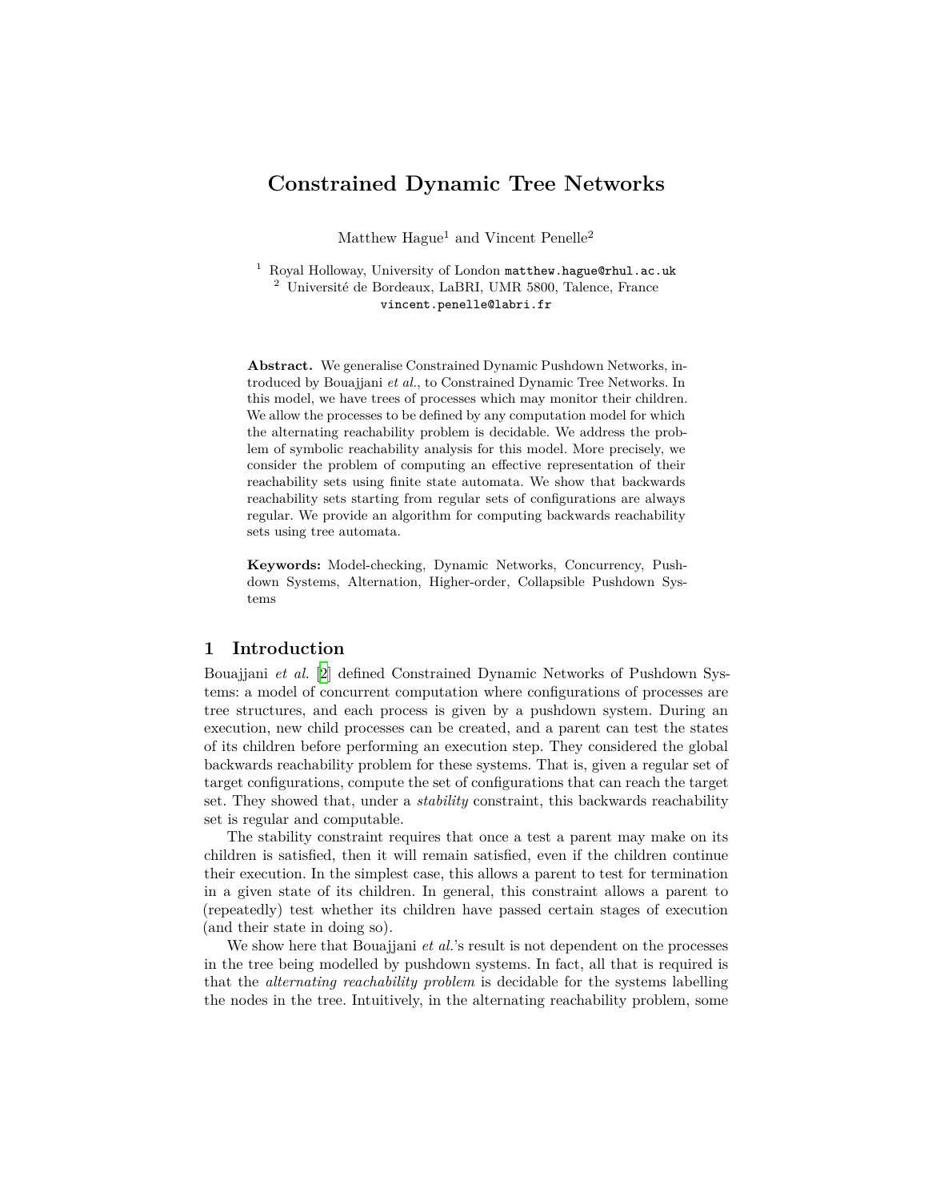# Constrained Dynamic Tree Networks

Matthew Hague[1] and Vincent Penelle[2]

[1] Royal Holloway, University of London matthew.hague@rhul.ac.uk
[2] Université de Bordeaux, LaBRI, UMR 5800, Talence, France
vincent.penelle@labri.fr

**Abstract.** We generalise Constrained Dynamic Pushdown Networks, introduced by Bouajjani *et al.*, to Constrained Dynamic Tree Networks. In this model, we have trees of processes which may monitor their children. We allow the processes to be defined by any computation model for which the alternating reachability problem is decidable. We address the problem of symbolic reachability analysis for this model. More precisely, we consider the problem of computing an effective representation of their reachability sets using finite state automata. We show that backwards reachability sets starting from regular sets of configurations are always regular. We provide an algorithm for computing backwards reachability sets using tree automata.

**Keywords:** Model-checking, Dynamic Networks, Concurrency, Pushdown Systems, Alternation, Higher-order, Collapsible Pushdown Systems

## 1 Introduction

Bouajjani *et al.* [2] defined Constrained Dynamic Networks of Pushdown Systems: a model of concurrent computation where configurations of processes are tree structures, and each process is given by a pushdown system. During an execution, new child processes can be created, and a parent can test the states of its children before performing an execution step. They considered the global backwards reachability problem for these systems. That is, given a regular set of target configurations, compute the set of configurations that can reach the target set. They showed that, under a *stability* constraint, this backwards reachability set is regular and computable.

The stability constraint requires that once a test a parent may make on its children is satisfied, then it will remain satisfied, even if the children continue their execution. In the simplest case, this allows a parent to test for termination in a given state of its children. In general, this constraint allows a parent to (repeatedly) test whether its children have passed certain stages of execution (and their state in doing so).

We show here that Bouajjani *et al.*'s result is not dependent on the processes in the tree being modelled by pushdown systems. In fact, all that is required is that the *alternating reachability problem* is decidable for the systems labelling the nodes in the tree. Intuitively, in the alternating reachability problem, some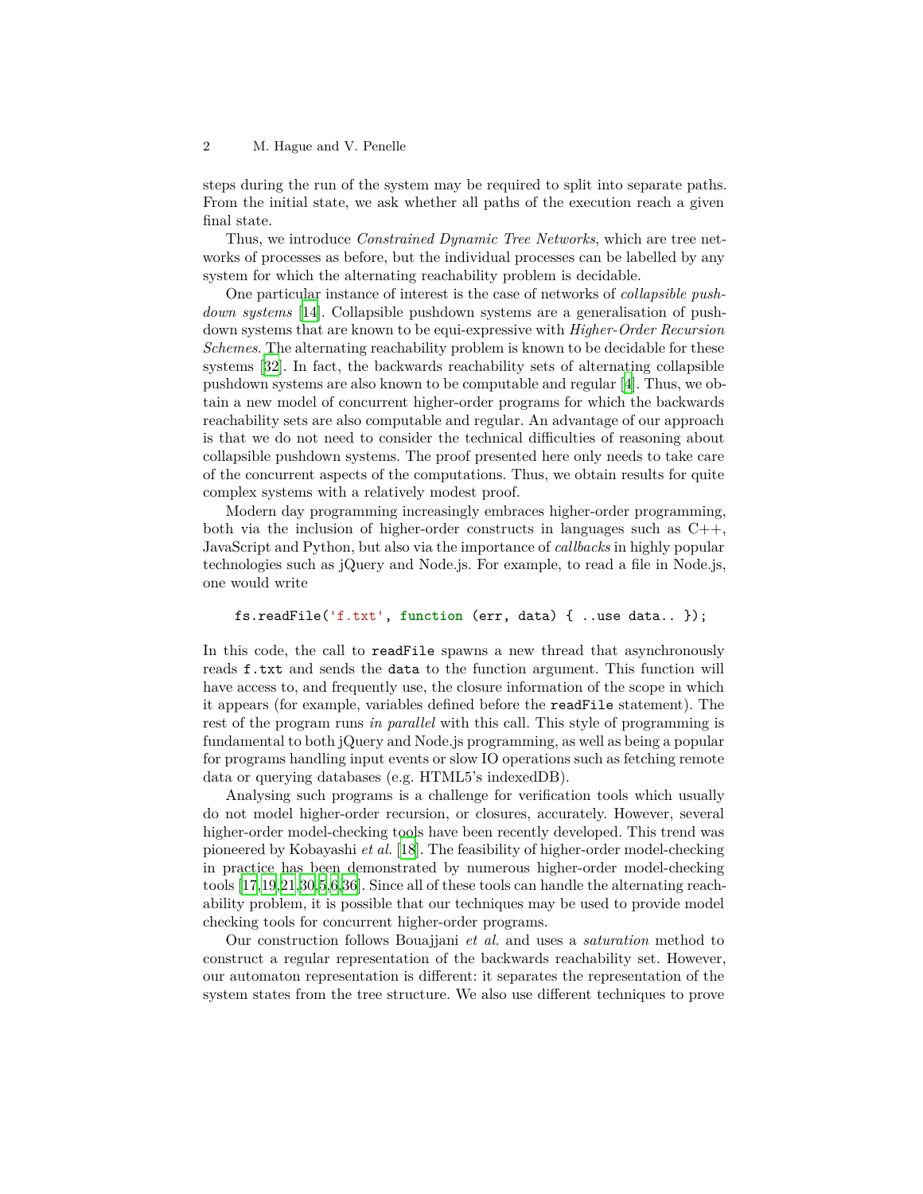steps during the run of the system may be required to split into separate paths. From the initial state, we ask whether all paths of the execution reach a given final state.

Thus, we introduce *Constrained Dynamic Tree Networks*, which are tree networks of processes as before, but the individual processes can be labelled by any system for which the alternating reachability problem is decidable.

One particular instance of interest is the case of networks of *collapsible pushdown systems* [14]. Collapsible pushdown systems are a generalisation of pushdown systems that are known to be equi-expressive with *Higher-Order Recursion Schemes*. The alternating reachability problem is known to be decidable for these systems [32]. In fact, the backwards reachability sets of alternating collapsible pushdown systems are also known to be computable and regular [4]. Thus, we obtain a new model of concurrent higher-order programs for which the backwards reachability sets are also computable and regular. An advantage of our approach is that we do not need to consider the technical difficulties of reasoning about collapsible pushdown systems. The proof presented here only needs to take care of the concurrent aspects of the computations. Thus, we obtain results for quite complex systems with a relatively modest proof.

Modern day programming increasingly embraces higher-order programming, both via the inclusion of higher-order constructs in languages such as C++, JavaScript and Python, but also via the importance of *callbacks* in highly popular technologies such as jQuery and Node.js. For example, to read a file in Node.js, one would write

```
fs.readFile('f.txt', function (err, data) { ..use data.. });
```

In this code, the call to `readFile` spawns a new thread that asynchronously reads `f.txt` and sends the `data` to the function argument. This function will have access to, and frequently use, the closure information of the scope in which it appears (for example, variables defined before the `readFile` statement). The rest of the program runs *in parallel* with this call. This style of programming is fundamental to both jQuery and Node.js programming, as well as being a popular for programs handling input events or slow IO operations such as fetching remote data or querying databases (e.g. HTML5's indexedDB).

Analysing such programs is a challenge for verification tools which usually do not model higher-order recursion, or closures, accurately. However, several higher-order model-checking tools have been recently developed. This trend was pioneered by Kobayashi *et al.* [18]. The feasibility of higher-order model-checking in practice has been demonstrated by numerous higher-order model-checking tools [17,19,21,30,5,6,36]. Since all of these tools can handle the alternating reachability problem, it is possible that our techniques may be used to provide model checking tools for concurrent higher-order programs.

Our construction follows Bouajjani *et al.* and uses a *saturation* method to construct a regular representation of the backwards reachability set. However, our automaton representation is different: it separates the representation of the system states from the tree structure. We also use different techniques to prove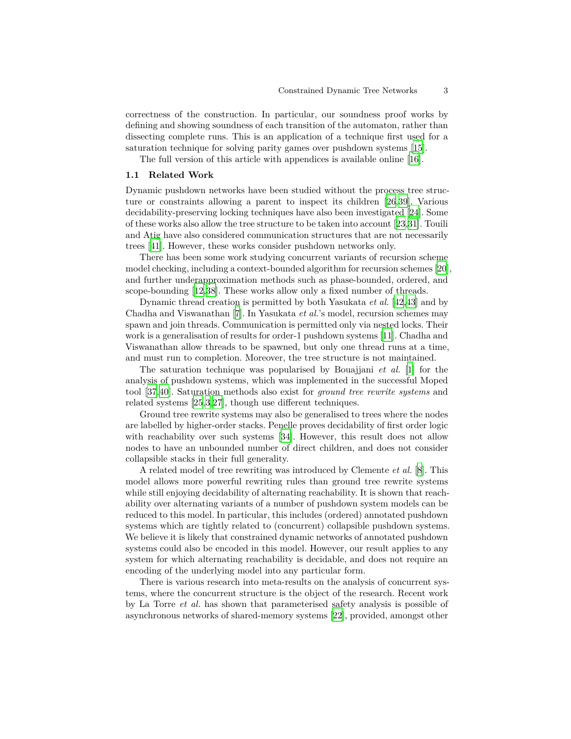correctness of the construction. In particular, our soundness proof works by defining and showing soundness of each transition of the automaton, rather than dissecting complete runs. This is an application of a technique first used for a saturation technique for solving parity games over pushdown systems [15].

The full version of this article with appendices is available online [16].

### 1.1 Related Work

Dynamic pushdown networks have been studied without the process tree structure or constraints allowing a parent to inspect its children [26,39]. Various decidability-preserving locking techniques have also been investigated [24]. Some of these works also allow the tree structure to be taken into account [23,31]. Touili and Atig have also considered communication structures that are not necessarily trees [41]. However, these works consider pushdown networks only.

There has been some work studying concurrent variants of recursion scheme model checking, including a context-bounded algorithm for recursion schemes [20], and further underapproximation methods such as phase-bounded, ordered, and scope-bounding [12,38]. These works allow only a fixed number of threads.

Dynamic thread creation is permitted by both Yasukata *et al.* [42,43] and by Chadha and Viswanathan [7]. In Yasukata *et al.*'s model, recursion schemes may spawn and join threads. Communication is permitted only via nested locks. Their work is a generalisation of results for order-1 pushdown systems [11]. Chadha and Viswanathan allow threads to be spawned, but only one thread runs at a time, and must run to completion. Moreover, the tree structure is not maintained.

The saturation technique was popularised by Bouajjani *et al.* [1] for the analysis of pushdown systems, which was implemented in the successful Moped tool [37,40]. Saturation methods also exist for *ground tree rewrite systems* and related systems [25,3,27], though use different techniques.

Ground tree rewrite systems may also be generalised to trees where the nodes are labelled by higher-order stacks. Penelle proves decidability of first order logic with reachability over such systems [34]. However, this result does not allow nodes to have an unbounded number of direct children, and does not consider collapsible stacks in their full generality.

A related model of tree rewriting was introduced by Clemente *et al.* [8]. This model allows more powerful rewriting rules than ground tree rewrite systems while still enjoying decidability of alternating reachability. It is shown that reachability over alternating variants of a number of pushdown system models can be reduced to this model. In particular, this includes (ordered) annotated pushdown systems which are tightly related to (concurrent) collapsible pushdown systems. We believe it is likely that constrained dynamic networks of annotated pushdown systems could also be encoded in this model. However, our result applies to any system for which alternating reachability is decidable, and does not require an encoding of the underlying model into any particular form.

There is various research into meta-results on the analysis of concurrent systems, where the concurrent structure is the object of the research. Recent work by La Torre *et al.* has shown that parameterised safety analysis is possible of asynchronous networks of shared-memory systems [22], provided, amongst other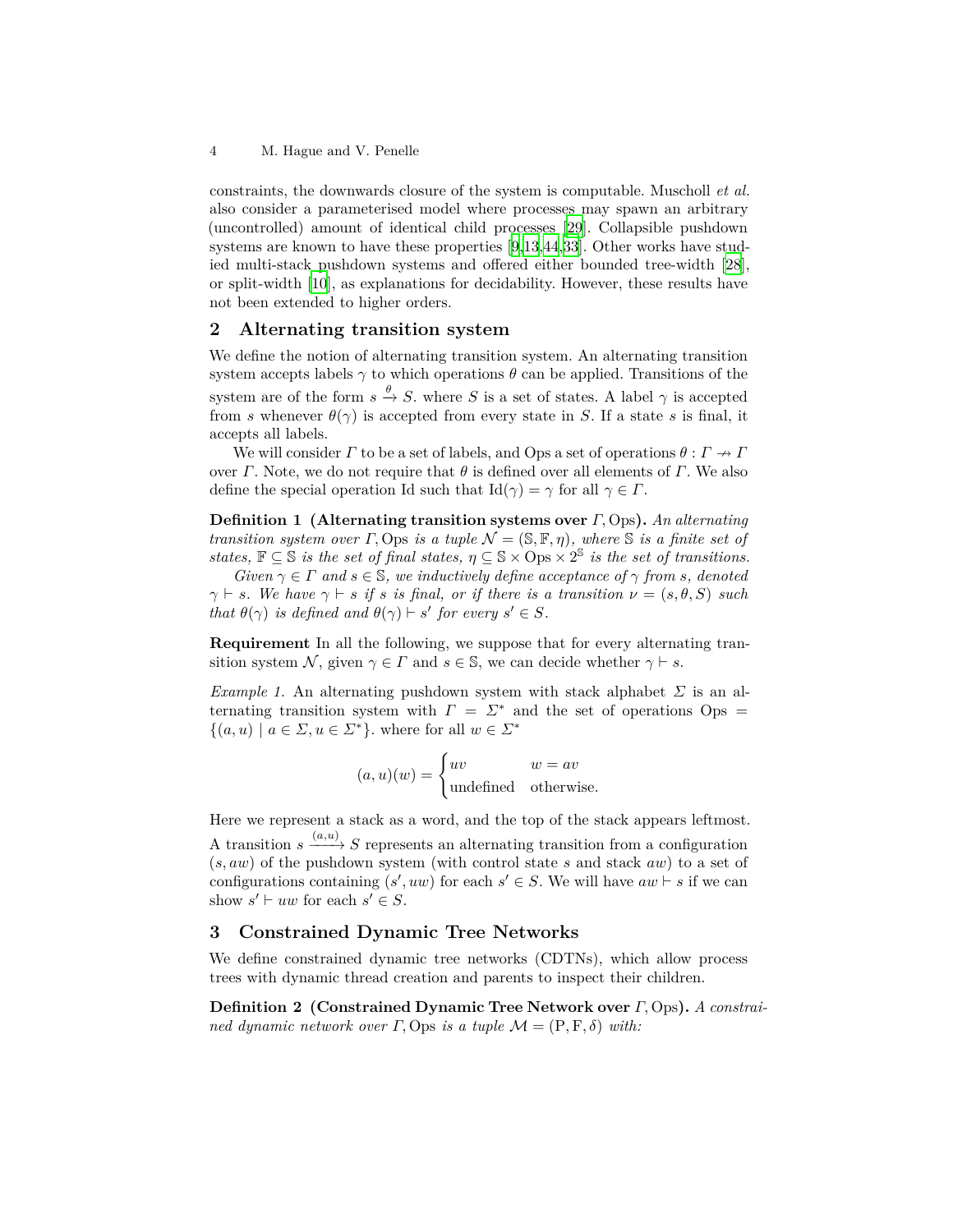constraints, the downwards closure of the system is computable. Muscholl *et al.* also consider a parameterised model where processes may spawn an arbitrary (uncontrolled) amount of identical child processes [29]. Collapsible pushdown systems are known to have these properties [9,13,44,33]. Other works have studied multi-stack pushdown systems and offered either bounded tree-width [28], or split-width [10], as explanations for decidability. However, these results have not been extended to higher orders.

## 2 Alternating transition system

We define the notion of alternating transition system. An alternating transition system accepts labels $\gamma$ to which operations $\theta$ can be applied. Transitions of the system are of the form $s \xrightarrow{\theta} S$. where $S$ is a set of states. A label $\gamma$ is accepted from $s$ whenever $\theta(\gamma)$ is accepted from every state in $S$. If a state $s$ is final, it accepts all labels.

We will consider $\Gamma$ to be a set of labels, and Ops a set of operations $\theta : \Gamma \nrightarrow \Gamma$ over $\Gamma$. Note, we do not require that $\theta$ is defined over all elements of $\Gamma$. We also define the special operation Id such that $\mathrm{Id}(\gamma) = \gamma$ for all $\gamma \in \Gamma$.

**Definition 1 (Alternating transition systems over $\Gamma$, Ops).** *An alternating transition system over $\Gamma$, Ops is a tuple $\mathcal{N} = (\mathbb{S}, \mathbb{F}, \eta)$, where $\mathbb{S}$ is a finite set of states, $\mathbb{F} \subseteq \mathbb{S}$ is the set of final states, $\eta \subseteq \mathbb{S} \times \mathrm{Ops} \times 2^{\mathbb{S}}$ is the set of transitions.*

*Given $\gamma \in \Gamma$ and $s \in \mathbb{S}$, we inductively define acceptance of $\gamma$ from $s$, denoted $\gamma \vdash s$. We have $\gamma \vdash s$ if $s$ is final, or if there is a transition $\nu = (s, \theta, S)$ such that $\theta(\gamma)$ is defined and $\theta(\gamma) \vdash s'$ for every $s' \in S$.*

**Requirement** In all the following, we suppose that for every alternating transition system $\mathcal{N}$, given $\gamma \in \Gamma$ and $s \in \mathbb{S}$, we can decide whether $\gamma \vdash s$.

*Example 1.* An alternating pushdown system with stack alphabet $\Sigma$ is an alternating transition system with $\Gamma = \Sigma^*$ and the set of operations $\mathrm{Ops} = \{(a, u) \mid a \in \Sigma, u \in \Sigma^*\}$. where for all $w \in \Sigma^*$

$$(a, u)(w) = \begin{cases} uv & w = av \\ \text{undefined} & \text{otherwise.} \end{cases}$$

Here we represent a stack as a word, and the top of the stack appears leftmost. A transition $s \xrightarrow{(a,u)} S$ represents an alternating transition from a configuration $(s, aw)$ of the pushdown system (with control state $s$ and stack $aw$) to a set of configurations containing $(s', uw)$ for each $s' \in S$. We will have $aw \vdash s$ if we can show $s' \vdash uw$ for each $s' \in S$.

## 3 Constrained Dynamic Tree Networks

We define constrained dynamic tree networks (CDTNs), which allow process trees with dynamic thread creation and parents to inspect their children.

**Definition 2 (Constrained Dynamic Tree Network over $\Gamma$, Ops).** *A constrained dynamic network over $\Gamma$, Ops is a tuple $\mathcal{M} = (\mathrm{P}, \mathrm{F}, \delta)$ with:*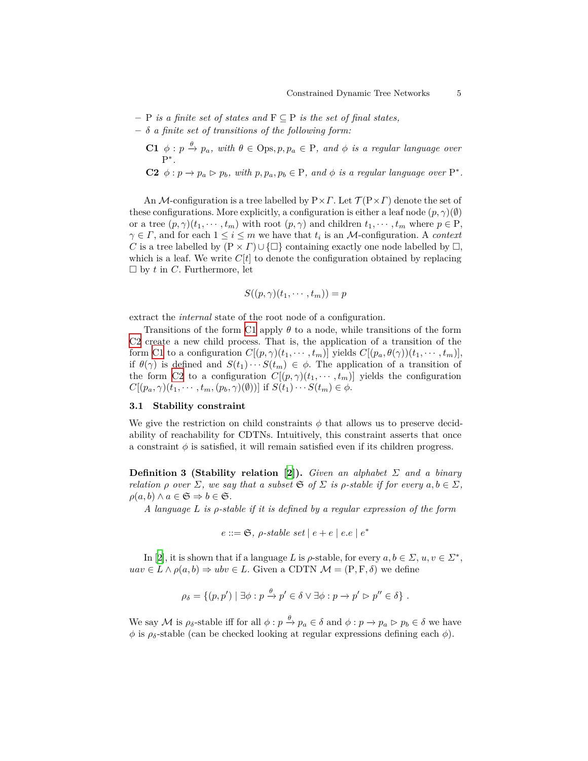– $\mathrm{P}$ *is a finite set of states and* $\mathrm{F} \subseteq \mathrm{P}$ *is the set of final states,*
– $\delta$ *a finite set of transitions of the following form:*

**C1** $\phi : p \xrightarrow{\theta} p_a$*, with* $\theta \in \mathrm{Ops}, p, p_a \in \mathrm{P}$*, and* $\phi$ *is a regular language over* $\mathrm{P}^*$*.*

**C2** $\phi : p \rightarrow p_a \rhd p_b$*, with* $p, p_a, p_b \in \mathrm{P}$*, and* $\phi$ *is a regular language over* $\mathrm{P}^*$*.*

An $\mathcal{M}$-configuration is a tree labelled by $\mathrm{P} \times \Gamma$. Let $\mathcal{T}(\mathrm{P} \times \Gamma)$ denote the set of these configurations. More explicitly, a configuration is either a leaf node $(p, \gamma)(\emptyset)$ or a tree $(p, \gamma)(t_1, \cdots, t_m)$ with root $(p, \gamma)$ and children $t_1, \cdots, t_m$ where $p \in \mathrm{P}$, $\gamma \in \Gamma$, and for each $1 \leq i \leq m$ we have that $t_i$ is an $\mathcal{M}$-configuration. A *context* $C$ is a tree labelled by $(\mathrm{P} \times \Gamma) \cup \{\Box\}$ containing exactly one node labelled by $\Box$, which is a leaf. We write $C[t]$ to denote the configuration obtained by replacing $\Box$ by $t$ in $C$. Furthermore, let

$$S((p, \gamma)(t_1, \cdots, t_m)) = p$$

extract the *internal* state of the root node of a configuration.

Transitions of the form C1 apply $\theta$ to a node, while transitions of the form C2 create a new child process. That is, the application of a transition of the form C1 to a configuration $C[(p, \gamma)(t_1, \cdots, t_m)]$ yields $C[(p_a, \theta(\gamma))(t_1, \cdots, t_m)]$, if $\theta(\gamma)$ is defined and $S(t_1) \cdots S(t_m) \in \phi$. The application of a transition of the form C2 to a configuration $C[(p, \gamma)(t_1, \cdots, t_m)]$ yields the configuration $C[(p_a, \gamma)(t_1, \cdots, t_m, (p_b, \gamma)(\emptyset))]$ if $S(t_1) \cdots S(t_m) \in \phi$.

### 3.1 Stability constraint

We give the restriction on child constraints $\phi$ that allows us to preserve decidability of reachability for CDTNs. Intuitively, this constraint asserts that once a constraint $\phi$ is satisfied, it will remain satisfied even if its children progress.

**Definition 3 (Stability relation [2]).** *Given an alphabet* $\Sigma$ *and a binary relation* $\rho$ *over* $\Sigma$*, we say that a subset* $\mathfrak{S}$ *of* $\Sigma$ *is* $\rho$*-stable if for every* $a, b \in \Sigma$*,* $\rho(a, b) \wedge a \in \mathfrak{S} \Rightarrow b \in \mathfrak{S}$*.*

*A language* $L$ *is* $\rho$*-stable if it is defined by a regular expression of the form*

$$e ::= \mathfrak{S}, \ \rho\text{-stable set} \mid e + e \mid e.e \mid e^*$$

In [2], it is shown that if a language $L$ is $\rho$-stable, for every $a, b \in \Sigma$, $u, v \in \Sigma^*$, $uav \in L \wedge \rho(a, b) \Rightarrow ubv \in L$. Given a CDTN $\mathcal{M} = (\mathrm{P}, \mathrm{F}, \delta)$ we define

$$\rho_\delta = \{(p, p') \mid \exists \phi : p \xrightarrow{\theta} p' \in \delta \vee \exists \phi : p \rightarrow p' \rhd p'' \in \delta\} \ .$$

We say $\mathcal{M}$ is $\rho_\delta$-stable iff for all $\phi : p \xrightarrow{\theta} p_a \in \delta$ and $\phi : p \rightarrow p_a \rhd p_b \in \delta$ we have $\phi$ is $\rho_\delta$-stable (can be checked looking at regular expressions defining each $\phi$).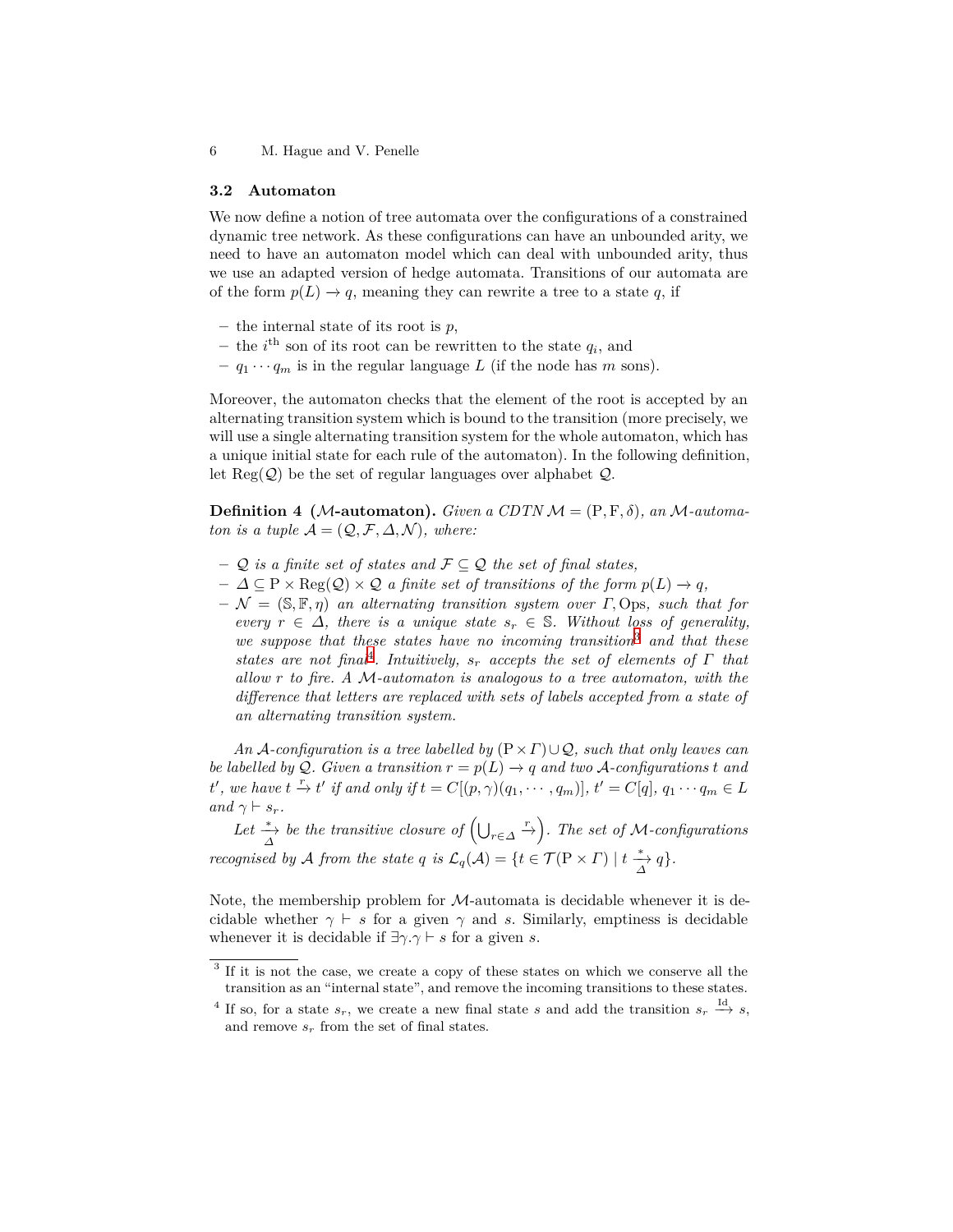### 3.2 Automaton

We now define a notion of tree automata over the configurations of a constrained dynamic tree network. As these configurations can have an unbounded arity, we need to have an automaton model which can deal with unbounded arity, thus we use an adapted version of hedge automata. Transitions of our automata are of the form $p(L) \to q$, meaning they can rewrite a tree to a state $q$, if

- the internal state of its root is $p$,
- the $i^{\text{th}}$ son of its root can be rewritten to the state $q_i$, and
- $q_1 \cdots q_m$ is in the regular language $L$ (if the node has $m$ sons).

Moreover, the automaton checks that the element of the root is accepted by an alternating transition system which is bound to the transition (more precisely, we will use a single alternating transition system for the whole automaton, which has a unique initial state for each rule of the automaton). In the following definition, let $\text{Reg}(\mathcal{Q})$ be the set of regular languages over alphabet $\mathcal{Q}$.

**Definition 4 ($\mathcal{M}$-automaton).** *Given a CDTN $\mathcal{M} = (\mathrm{P}, \mathrm{F}, \delta)$, an $\mathcal{M}$-automaton is a tuple $\mathcal{A} = (\mathcal{Q}, \mathcal{F}, \Delta, \mathcal{N})$, where:*

- *$\mathcal{Q}$ is a finite set of states and $\mathcal{F} \subseteq \mathcal{Q}$ the set of final states,*
- *$\Delta \subseteq \mathrm{P} \times \text{Reg}(\mathcal{Q}) \times \mathcal{Q}$ a finite set of transitions of the form $p(L) \to q$,*
- *$\mathcal{N} = (\mathbb{S}, \mathbb{F}, \eta)$ an alternating transition system over $\Gamma, \text{Ops}$, such that for every $r \in \Delta$, there is a unique state $s_r \in \mathbb{S}$. Without loss of generality, we suppose that these states have no incoming transition[3] and that these states are not final[4]. Intuitively, $s_r$ accepts the set of elements of $\Gamma$ that allow $r$ to fire. A $\mathcal{M}$-automaton is analogous to a tree automaton, with the difference that letters are replaced with sets of labels accepted from a state of an alternating transition system.*

*An $\mathcal{A}$-configuration is a tree labelled by $(\mathrm{P} \times \Gamma) \cup \mathcal{Q}$, such that only leaves can be labelled by $\mathcal{Q}$. Given a transition $r = p(L) \to q$ and two $\mathcal{A}$-configurations $t$ and $t'$, we have $t \xrightarrow{r} t'$ if and only if $t = C[(p, \gamma)(q_1, \cdots, q_m)]$, $t' = C[q]$, $q_1 \cdots q_m \in L$ and $\gamma \vdash s_r$.*

*Let $\xrightarrow[\Delta]{*}$ be the transitive closure of $\left(\bigcup_{r \in \Delta} \xrightarrow{r}\right)$. The set of $\mathcal{M}$-configurations recognised by $\mathcal{A}$ from the state $q$ is $\mathcal{L}_q(\mathcal{A}) = \{t \in \mathcal{T}(\mathrm{P} \times \Gamma) \mid t \xrightarrow[\Delta]{*} q\}$.*

Note, the membership problem for $\mathcal{M}$-automata is decidable whenever it is decidable whether $\gamma \vdash s$ for a given $\gamma$ and $s$. Similarly, emptiness is decidable whenever it is decidable if $\exists \gamma. \gamma \vdash s$ for a given $s$.

---

[3] If it is not the case, we create a copy of these states on which we conserve all the transition as an "internal state", and remove the incoming transitions to these states.

[4] If so, for a state $s_r$, we create a new final state $s$ and add the transition $s_r \xrightarrow{\text{Id}} s$, and remove $s_r$ from the set of final states.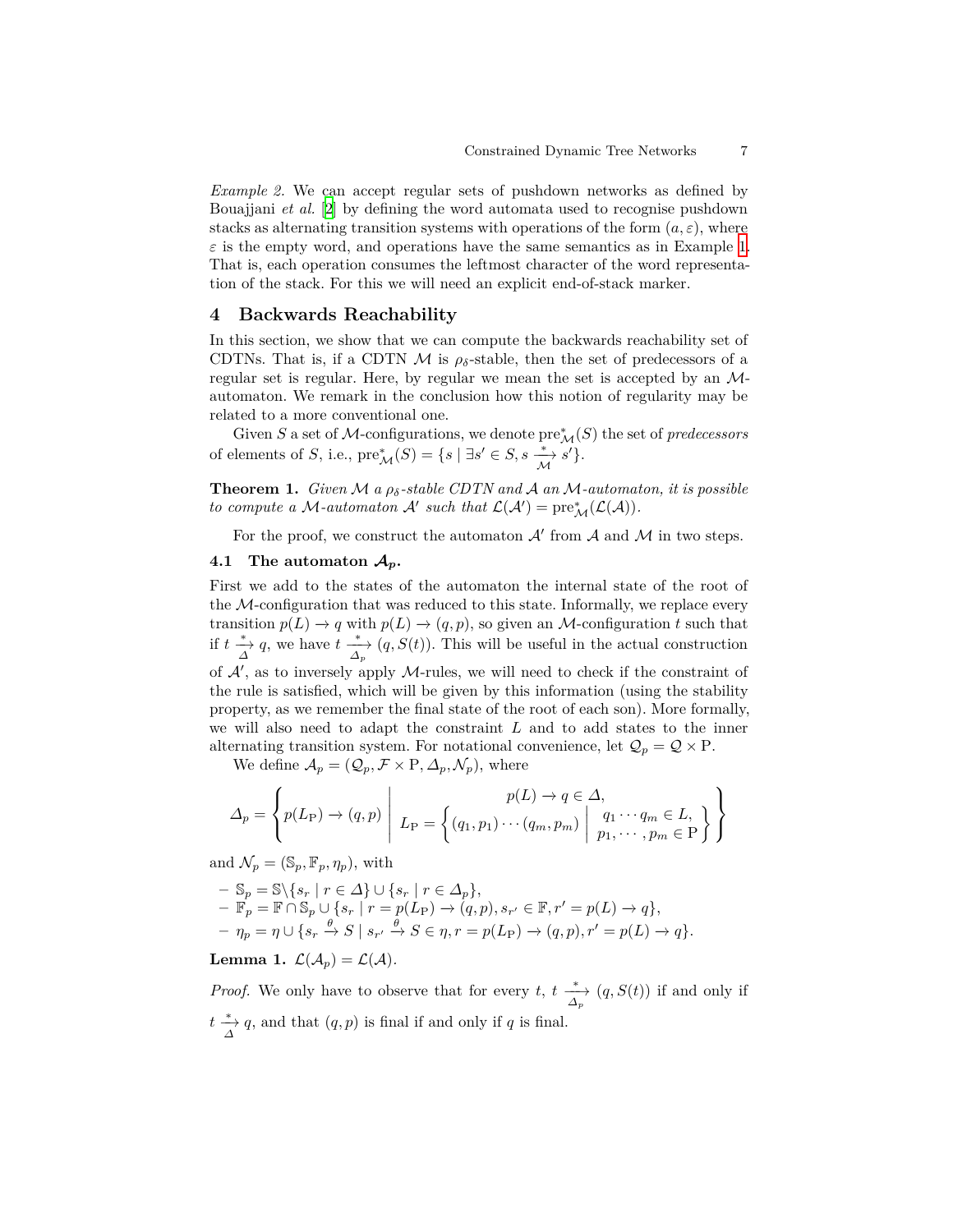*Example 2.* We can accept regular sets of pushdown networks as defined by Bouajjani *et al.* [2] by defining the word automata used to recognise pushdown stacks as alternating transition systems with operations of the form $(a, \varepsilon)$, where $\varepsilon$ is the empty word, and operations have the same semantics as in Example 1. That is, each operation consumes the leftmost character of the word representation of the stack. For this we will need an explicit end-of-stack marker.

## 4 Backwards Reachability

In this section, we show that we can compute the backwards reachability set of CDTNs. That is, if a CDTN $\mathcal{M}$ is $\rho_\delta$-stable, then the set of predecessors of a regular set is regular. Here, by regular we mean the set is accepted by an $\mathcal{M}$-automaton. We remark in the conclusion how this notion of regularity may be related to a more conventional one.

Given $S$ a set of $\mathcal{M}$-configurations, we denote $\mathrm{pre}^*_{\mathcal{M}}(S)$ the set of *predecessors* of elements of $S$, i.e., $\mathrm{pre}^*_{\mathcal{M}}(S) = \{s \mid \exists s' \in S, s \xrightarrow[\mathcal{M}]{*} s'\}$.

**Theorem 1.** *Given $\mathcal{M}$ a $\rho_\delta$-stable CDTN and $\mathcal{A}$ an $\mathcal{M}$-automaton, it is possible to compute a $\mathcal{M}$-automaton $\mathcal{A}'$ such that $\mathcal{L}(\mathcal{A}') = \mathrm{pre}^*_{\mathcal{M}}(\mathcal{L}(\mathcal{A}))$.*

For the proof, we construct the automaton $\mathcal{A}'$ from $\mathcal{A}$ and $\mathcal{M}$ in two steps.

### 4.1 The automaton $\mathcal{A}_p$.

First we add to the states of the automaton the internal state of the root of the $\mathcal{M}$-configuration that was reduced to this state. Informally, we replace every transition $p(L) \to q$ with $p(L) \to (q, p)$, so given an $\mathcal{M}$-configuration $t$ such that if $t \xrightarrow[\Delta]{*} q$, we have $t \xrightarrow[\Delta_p]{*} (q, S(t))$. This will be useful in the actual construction of $\mathcal{A}'$, as to inversely apply $\mathcal{M}$-rules, we will need to check if the constraint of the rule is satisfied, which will be given by this information (using the stability property, as we remember the final state of the root of each son). More formally, we will also need to adapt the constraint $L$ and to add states to the inner alternating transition system. For notational convenience, let $\mathcal{Q}_p = \mathcal{Q} \times \mathrm{P}$.

We define $\mathcal{A}_p = (\mathcal{Q}_p, \mathcal{F} \times \mathrm{P}, \Delta_p, \mathcal{N}_p)$, where

$$\Delta_p = \left\{ p(L_{\mathrm{P}}) \to (q, p) \;\middle|\; \begin{array}{c} p(L) \to q \in \Delta, \\ L_{\mathrm{P}} = \left\{ (q_1, p_1) \cdots (q_m, p_m) \;\middle|\; \begin{array}{l} q_1 \cdots q_m \in L, \\ p_1, \cdots, p_m \in \mathrm{P} \end{array} \right\} \end{array} \right\}$$

and $\mathcal{N}_p = (\mathbb{S}_p, \mathbb{F}_p, \eta_p)$, with

- $\mathbb{S}_p = \mathbb{S} \backslash \{s_r \mid r \in \Delta\} \cup \{s_r \mid r \in \Delta_p\}$,
- $\mathbb{F}_p = \mathbb{F} \cap \mathbb{S}_p \cup \{s_r \mid r = p(L_{\mathrm{P}}) \to (q, p), s_{r'} \in \mathbb{F}, r' = p(L) \to q\}$,
- $\eta_p = \eta \cup \{s_r \xrightarrow{\theta} S \mid s_{r'} \xrightarrow{\theta} S \in \eta, r = p(L_{\mathrm{P}}) \to (q, p), r' = p(L) \to q\}$.

**Lemma 1.** $\mathcal{L}(\mathcal{A}_p) = \mathcal{L}(\mathcal{A})$.

*Proof.* We only have to observe that for every $t$, $t \xrightarrow[\Delta_p]{*} (q, S(t))$ if and only if $t \xrightarrow[\Delta]{*} q$, and that $(q, p)$ is final if and only if $q$ is final.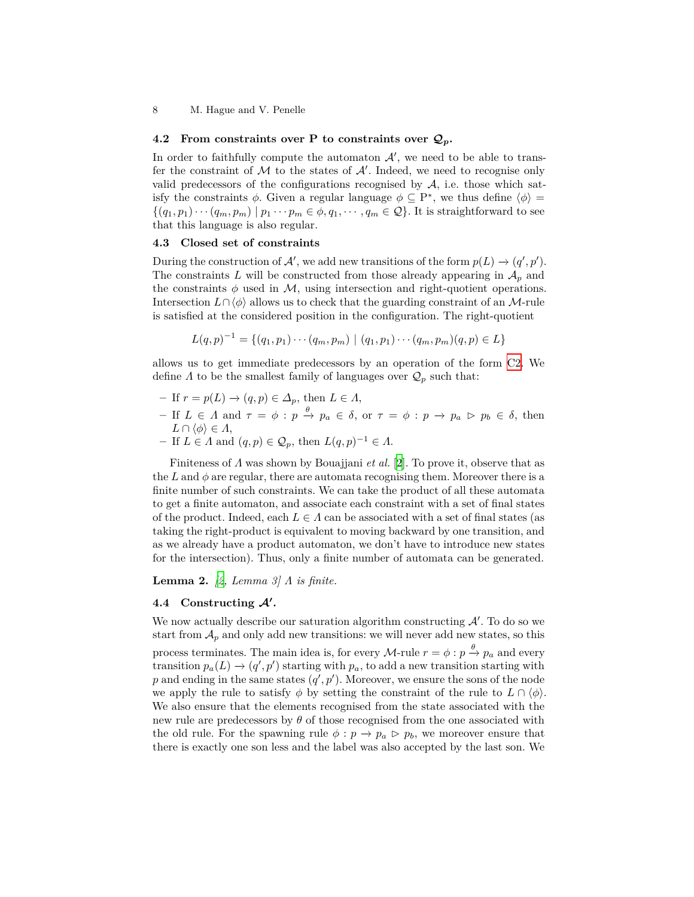### 4.2 From constraints over P to constraints over $\mathcal{Q}_p$.

In order to faithfully compute the automaton $\mathcal{A}'$, we need to be able to transfer the constraint of $\mathcal{M}$ to the states of $\mathcal{A}'$. Indeed, we need to recognise only valid predecessors of the configurations recognised by $\mathcal{A}$, i.e. those which satisfy the constraints $\phi$. Given a regular language $\phi \subseteq \mathrm{P}^*$, we thus define $\langle \phi \rangle = \{(q_1, p_1) \cdots (q_m, p_m) \mid p_1 \cdots p_m \in \phi, q_1, \cdots, q_m \in \mathcal{Q}\}$. It is straightforward to see that this language is also regular.

### 4.3 Closed set of constraints

During the construction of $\mathcal{A}'$, we add new transitions of the form $p(L) \to (q', p')$. The constraints $L$ will be constructed from those already appearing in $\mathcal{A}_p$ and the constraints $\phi$ used in $\mathcal{M}$, using intersection and right-quotient operations. Intersection $L \cap \langle \phi \rangle$ allows us to check that the guarding constraint of an $\mathcal{M}$-rule is satisfied at the considered position in the configuration. The right-quotient

$$L(q, p)^{-1} = \{(q_1, p_1) \cdots (q_m, p_m) \mid (q_1, p_1) \cdots (q_m, p_m)(q, p) \in L\}$$

allows us to get immediate predecessors by an operation of the form C2. We define $\Lambda$ to be the smallest family of languages over $\mathcal{Q}_p$ such that:

- If $r = p(L) \to (q, p) \in \Delta_p$, then $L \in \Lambda$,
- If $L \in \Lambda$ and $\tau = \phi : p \xrightarrow{\theta} p_a \in \delta$, or $\tau = \phi : p \to p_a \rhd p_b \in \delta$, then $L \cap \langle \phi \rangle \in \Lambda$,
- If $L \in \Lambda$ and $(q, p) \in \mathcal{Q}_p$, then $L(q, p)^{-1} \in \Lambda$.

Finiteness of $\Lambda$ was shown by Bouajjani *et al.* [2]. To prove it, observe that as the $L$ and $\phi$ are regular, there are automata recognising them. Moreover there is a finite number of such constraints. We can take the product of all these automata to get a finite automaton, and associate each constraint with a set of final states of the product. Indeed, each $L \in \Lambda$ can be associated with a set of final states (as taking the right-product is equivalent to moving backward by one transition, and as we already have a product automaton, we don't have to introduce new states for the intersection). Thus, only a finite number of automata can be generated.

**Lemma 2.** *[2, Lemma 3] $\Lambda$ is finite.*

### 4.4 Constructing $\mathcal{A}'$.

We now actually describe our saturation algorithm constructing $\mathcal{A}'$. To do so we start from $\mathcal{A}_p$ and only add new transitions: we will never add new states, so this process terminates. The main idea is, for every $\mathcal{M}$-rule $r = \phi : p \xrightarrow{\theta} p_a$ and every transition $p_a(L) \to (q', p')$ starting with $p_a$, to add a new transition starting with $p$ and ending in the same states $(q', p')$. Moreover, we ensure the sons of the node we apply the rule to satisfy $\phi$ by setting the constraint of the rule to $L \cap \langle \phi \rangle$. We also ensure that the elements recognised from the state associated with the new rule are predecessors by $\theta$ of those recognised from the one associated with the old rule. For the spawning rule $\phi : p \to p_a \rhd p_b$, we moreover ensure that there is exactly one son less and the label was also accepted by the last son. We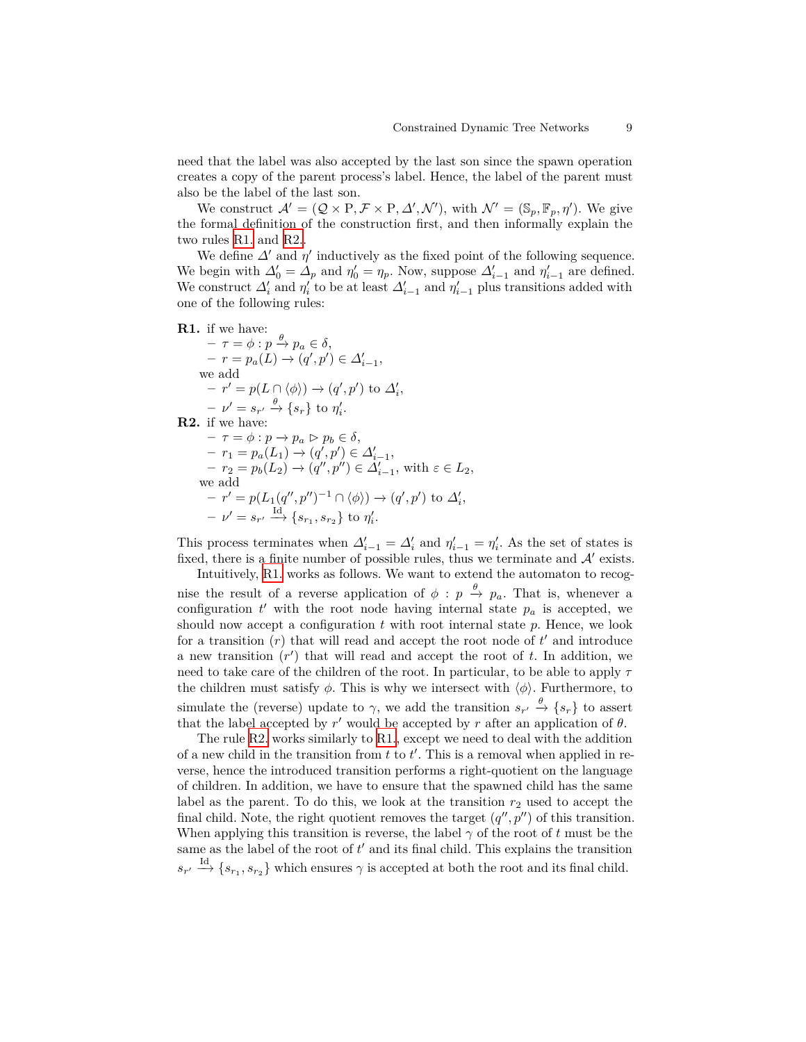need that the label was also accepted by the last son since the spawn operation creates a copy of the parent process's label. Hence, the label of the parent must also be the label of the last son.

We construct $\mathcal{A}' = (\mathcal{Q} \times \mathrm{P}, \mathcal{F} \times \mathrm{P}, \Delta', \mathcal{N}')$, with $\mathcal{N}' = (\mathbb{S}_p, \mathbb{F}_p, \eta')$. We give the formal definition of the construction first, and then informally explain the two rules R1. and R2.

We define $\Delta'$ and $\eta'$ inductively as the fixed point of the following sequence. We begin with $\Delta'_0 = \Delta_p$ and $\eta'_0 = \eta_p$. Now, suppose $\Delta'_{i-1}$ and $\eta'_{i-1}$ are defined. We construct $\Delta'_i$ and $\eta'_i$ to be at least $\Delta'_{i-1}$ and $\eta'_{i-1}$ plus transitions added with one of the following rules:

**R1.** if we have:
- $\tau = \phi : p \xrightarrow{\theta} p_a \in \delta$,
- $r = p_a(L) \to (q', p') \in \Delta'_{i-1}$,

we add
- $r' = p(L \cap \langle\phi\rangle) \to (q', p')$ to $\Delta'_i$,
- $\nu' = s_{r'} \xrightarrow{\theta} \{s_r\}$ to $\eta'_i$.

**R2.** if we have:
- $\tau = \phi : p \to p_a \rhd p_b \in \delta$,
- $r_1 = p_a(L_1) \to (q', p') \in \Delta'_{i-1}$,
- $r_2 = p_b(L_2) \to (q'', p'') \in \Delta'_{i-1}$, with $\varepsilon \in L_2$,

we add
- $r' = p(L_1(q'', p'')^{-1} \cap \langle\phi\rangle) \to (q', p')$ to $\Delta'_i$,
- $\nu' = s_{r'} \xrightarrow{\mathrm{Id}} \{s_{r_1}, s_{r_2}\}$ to $\eta'_i$.

This process terminates when $\Delta'_{i-1} = \Delta'_i$ and $\eta'_{i-1} = \eta'_i$. As the set of states is fixed, there is a finite number of possible rules, thus we terminate and $\mathcal{A}'$ exists.

Intuitively, R1. works as follows. We want to extend the automaton to recognise the result of a reverse application of $\phi : p \xrightarrow{\theta} p_a$. That is, whenever a configuration $t'$ with the root node having internal state $p_a$ is accepted, we should now accept a configuration $t$ with root internal state $p$. Hence, we look for a transition $(r)$ that will read and accept the root node of $t'$ and introduce a new transition $(r')$ that will read and accept the root of $t$. In addition, we need to take care of the children of the root. In particular, to be able to apply $\tau$ the children must satisfy $\phi$. This is why we intersect with $\langle\phi\rangle$. Furthermore, to simulate the (reverse) update to $\gamma$, we add the transition $s_{r'} \xrightarrow{\theta} \{s_r\}$ to assert that the label accepted by $r'$ would be accepted by $r$ after an application of $\theta$.

The rule R2. works similarly to R1., except we need to deal with the addition of a new child in the transition from $t$ to $t'$. This is a removal when applied in reverse, hence the introduced transition performs a right-quotient on the language of children. In addition, we have to ensure that the spawned child has the same label as the parent. To do this, we look at the transition $r_2$ used to accept the final child. Note, the right quotient removes the target $(q'', p'')$ of this transition. When applying this transition is reverse, the label $\gamma$ of the root of $t$ must be the same as the label of the root of $t'$ and its final child. This explains the transition $s_{r'} \xrightarrow{\mathrm{Id}} \{s_{r_1}, s_{r_2}\}$ which ensures $\gamma$ is accepted at both the root and its final child.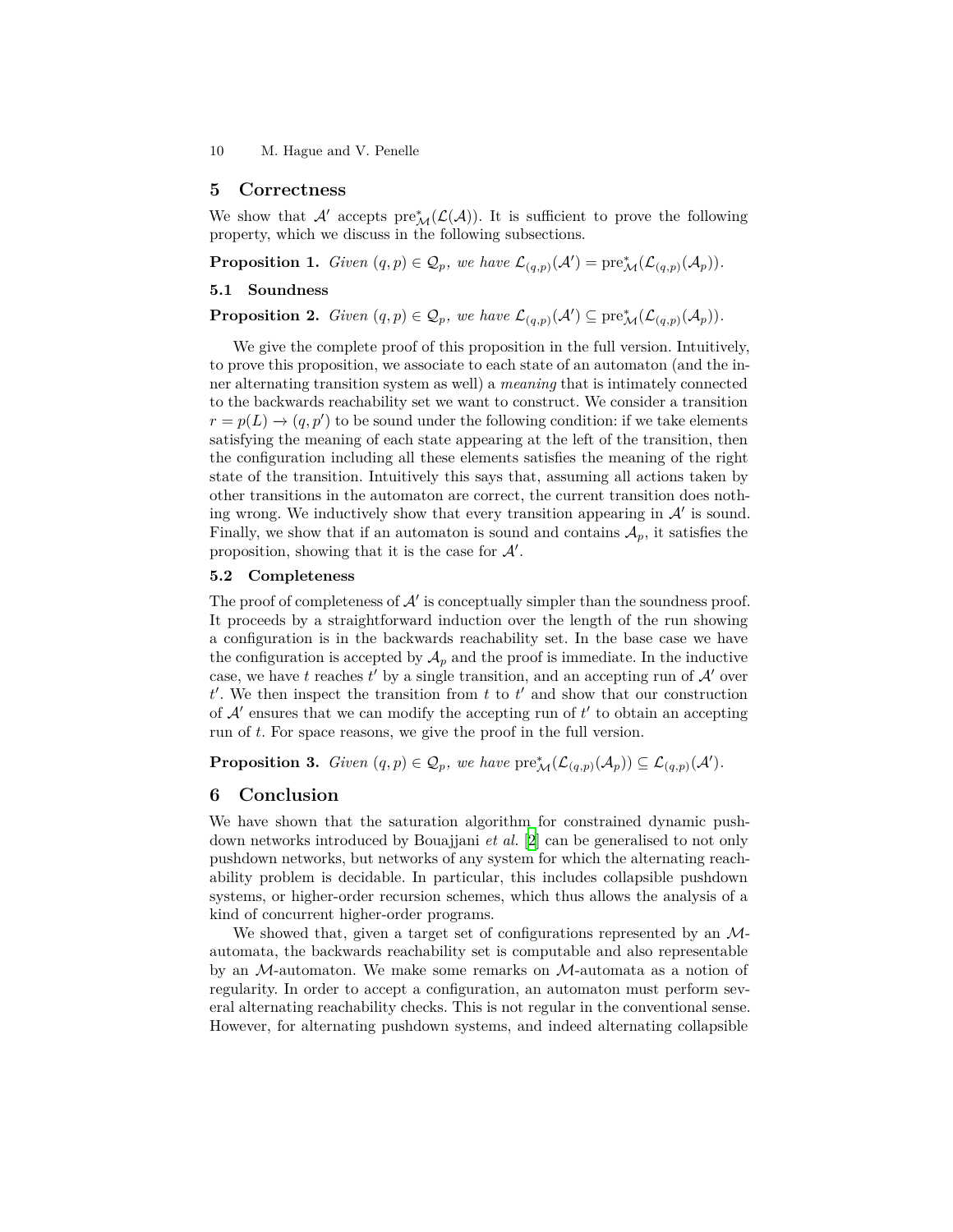## 5 Correctness

We show that $\mathcal{A}'$ accepts $\text{pre}^*_{\mathcal{M}}(\mathcal{L}(\mathcal{A}))$. It is sufficient to prove the following property, which we discuss in the following subsections.

**Proposition 1.** *Given* $(q, p) \in \mathcal{Q}_p$*, we have* $\mathcal{L}_{(q,p)}(\mathcal{A}') = \text{pre}^*_{\mathcal{M}}(\mathcal{L}_{(q,p)}(\mathcal{A}_p))$.

### 5.1 Soundness

**Proposition 2.** *Given* $(q, p) \in \mathcal{Q}_p$*, we have* $\mathcal{L}_{(q,p)}(\mathcal{A}') \subseteq \text{pre}^*_{\mathcal{M}}(\mathcal{L}_{(q,p)}(\mathcal{A}_p))$.

We give the complete proof of this proposition in the full version. Intuitively, to prove this proposition, we associate to each state of an automaton (and the inner alternating transition system as well) a *meaning* that is intimately connected to the backwards reachability set we want to construct. We consider a transition $r = p(L) \to (q, p')$ to be sound under the following condition: if we take elements satisfying the meaning of each state appearing at the left of the transition, then the configuration including all these elements satisfies the meaning of the right state of the transition. Intuitively this says that, assuming all actions taken by other transitions in the automaton are correct, the current transition does nothing wrong. We inductively show that every transition appearing in $\mathcal{A}'$ is sound. Finally, we show that if an automaton is sound and contains $\mathcal{A}_p$, it satisfies the proposition, showing that it is the case for $\mathcal{A}'$.

### 5.2 Completeness

The proof of completeness of $\mathcal{A}'$ is conceptually simpler than the soundness proof. It proceeds by a straightforward induction over the length of the run showing a configuration is in the backwards reachability set. In the base case we have the configuration is accepted by $\mathcal{A}_p$ and the proof is immediate. In the inductive case, we have $t$ reaches $t'$ by a single transition, and an accepting run of $\mathcal{A}'$ over $t'$. We then inspect the transition from $t$ to $t'$ and show that our construction of $\mathcal{A}'$ ensures that we can modify the accepting run of $t'$ to obtain an accepting run of $t$. For space reasons, we give the proof in the full version.

**Proposition 3.** *Given* $(q, p) \in \mathcal{Q}_p$*, we have* $\text{pre}^*_{\mathcal{M}}(\mathcal{L}_{(q,p)}(\mathcal{A}_p)) \subseteq \mathcal{L}_{(q,p)}(\mathcal{A}')$.

## 6 Conclusion

We have shown that the saturation algorithm for constrained dynamic pushdown networks introduced by Bouajjani *et al.* [2] can be generalised to not only pushdown networks, but networks of any system for which the alternating reachability problem is decidable. In particular, this includes collapsible pushdown systems, or higher-order recursion schemes, which thus allows the analysis of a kind of concurrent higher-order programs.

We showed that, given a target set of configurations represented by an $\mathcal{M}$-automata, the backwards reachability set is computable and also representable by an $\mathcal{M}$-automaton. We make some remarks on $\mathcal{M}$-automata as a notion of regularity. In order to accept a configuration, an automaton must perform several alternating reachability checks. This is not regular in the conventional sense. However, for alternating pushdown systems, and indeed alternating collapsible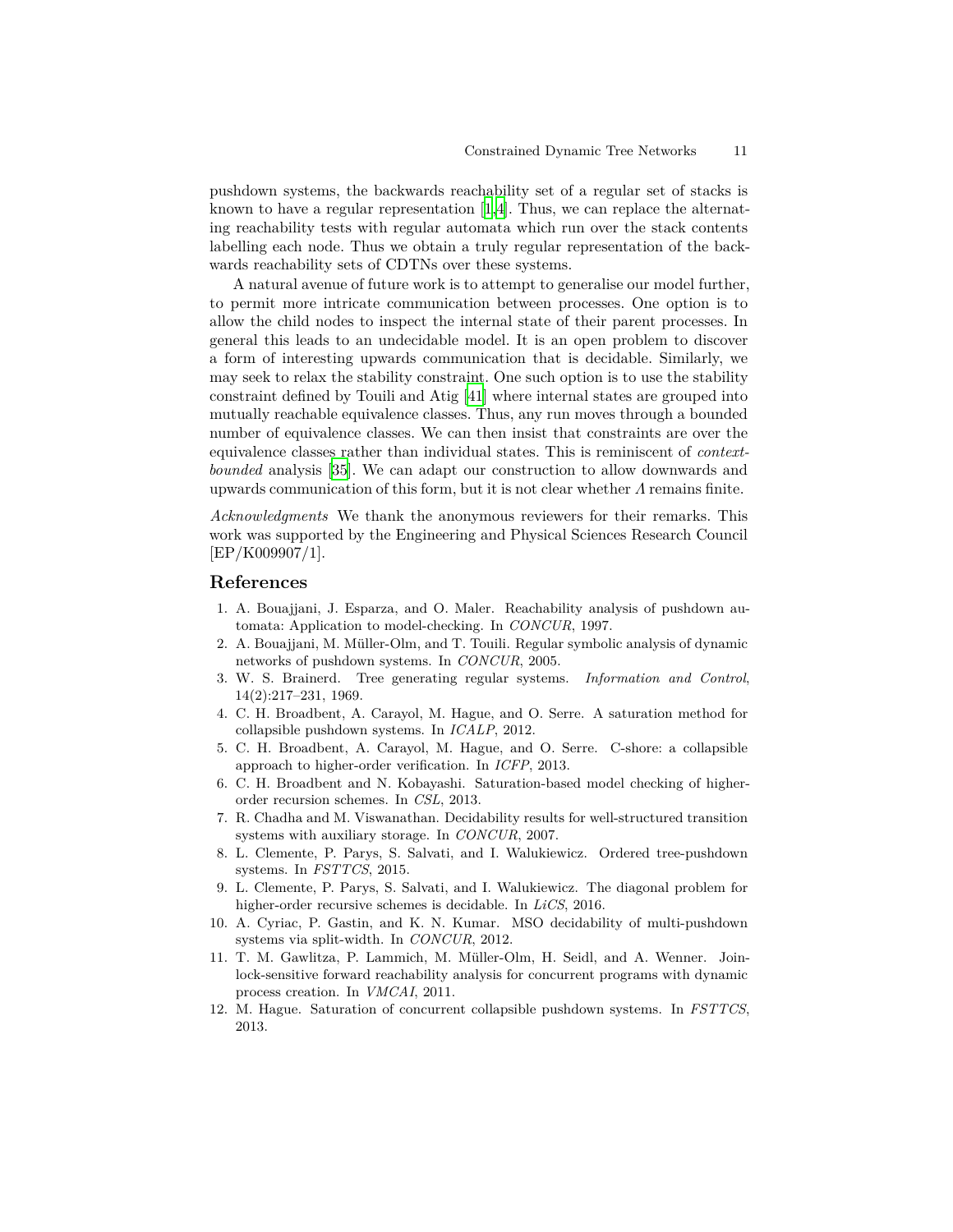pushdown systems, the backwards reachability set of a regular set of stacks is known to have a regular representation [1,4]. Thus, we can replace the alternating reachability tests with regular automata which run over the stack contents labelling each node. Thus we obtain a truly regular representation of the backwards reachability sets of CDTNs over these systems.

A natural avenue of future work is to attempt to generalise our model further, to permit more intricate communication between processes. One option is to allow the child nodes to inspect the internal state of their parent processes. In general this leads to an undecidable model. It is an open problem to discover a form of interesting upwards communication that is decidable. Similarly, we may seek to relax the stability constraint. One such option is to use the stability constraint defined by Touili and Atig [41] where internal states are grouped into mutually reachable equivalence classes. Thus, any run moves through a bounded number of equivalence classes. We can then insist that constraints are over the equivalence classes rather than individual states. This is reminiscent of *context-bounded* analysis [35]. We can adapt our construction to allow downwards and upwards communication of this form, but it is not clear whether $\Lambda$ remains finite.

*Acknowledgments* We thank the anonymous reviewers for their remarks. This work was supported by the Engineering and Physical Sciences Research Council [EP/K009907/1].

## References

1. A. Bouajjani, J. Esparza, and O. Maler. Reachability analysis of pushdown automata: Application to model-checking. In *CONCUR*, 1997.
2. A. Bouajjani, M. Müller-Olm, and T. Touili. Regular symbolic analysis of dynamic networks of pushdown systems. In *CONCUR*, 2005.
3. W. S. Brainerd. Tree generating regular systems. *Information and Control*, 14(2):217–231, 1969.
4. C. H. Broadbent, A. Carayol, M. Hague, and O. Serre. A saturation method for collapsible pushdown systems. In *ICALP*, 2012.
5. C. H. Broadbent, A. Carayol, M. Hague, and O. Serre. C-shore: a collapsible approach to higher-order verification. In *ICFP*, 2013.
6. C. H. Broadbent and N. Kobayashi. Saturation-based model checking of higher-order recursion schemes. In *CSL*, 2013.
7. R. Chadha and M. Viswanathan. Decidability results for well-structured transition systems with auxiliary storage. In *CONCUR*, 2007.
8. L. Clemente, P. Parys, S. Salvati, and I. Walukiewicz. Ordered tree-pushdown systems. In *FSTTCS*, 2015.
9. L. Clemente, P. Parys, S. Salvati, and I. Walukiewicz. The diagonal problem for higher-order recursive schemes is decidable. In *LiCS*, 2016.
10. A. Cyriac, P. Gastin, and K. N. Kumar. MSO decidability of multi-pushdown systems via split-width. In *CONCUR*, 2012.
11. T. M. Gawlitza, P. Lammich, M. Müller-Olm, H. Seidl, and A. Wenner. Join-lock-sensitive forward reachability analysis for concurrent programs with dynamic process creation. In *VMCAI*, 2011.
12. M. Hague. Saturation of concurrent collapsible pushdown systems. In *FSTTCS*, 2013.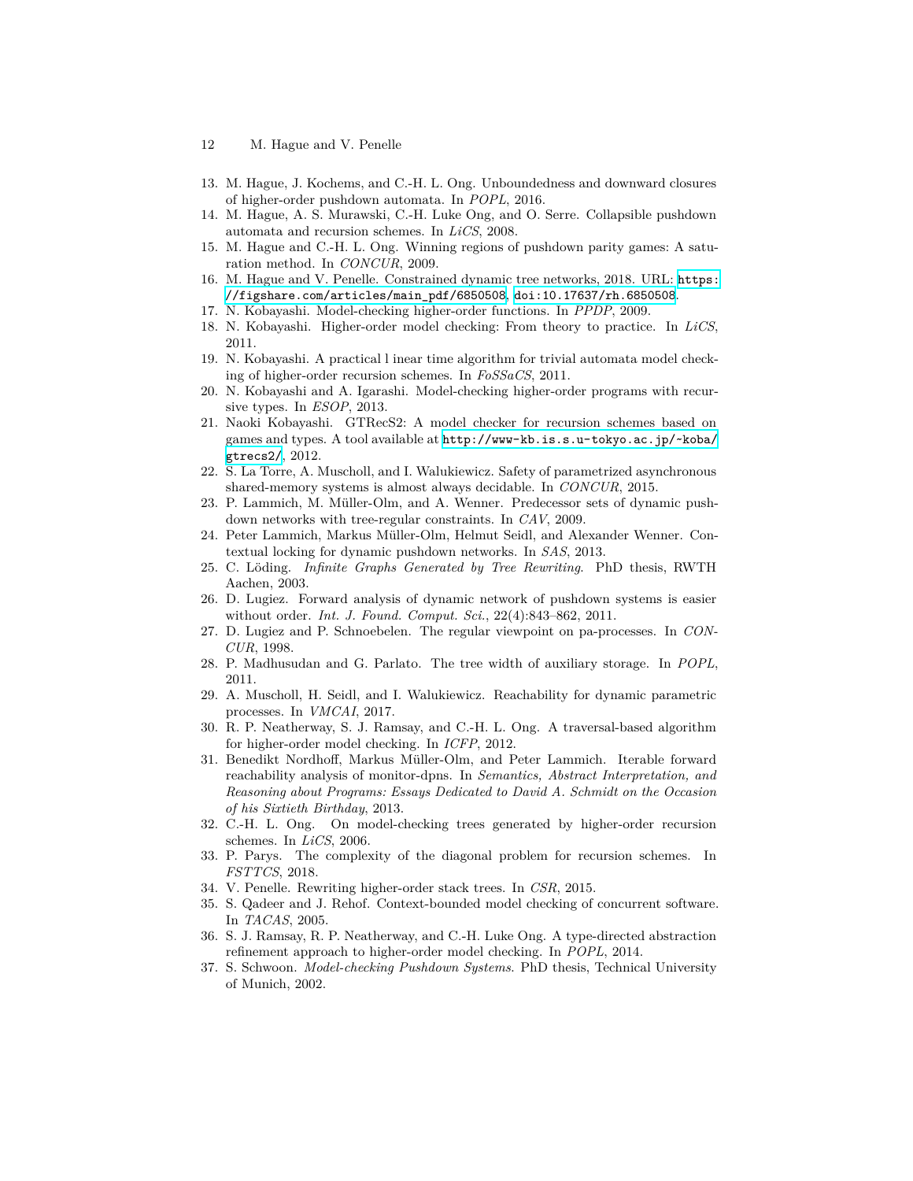13. M. Hague, J. Kochems, and C.-H. L. Ong. Unboundedness and downward closures of higher-order pushdown automata. In *POPL*, 2016.
14. M. Hague, A. S. Murawski, C.-H. Luke Ong, and O. Serre. Collapsible pushdown automata and recursion schemes. In *LiCS*, 2008.
15. M. Hague and C.-H. L. Ong. Winning regions of pushdown parity games: A saturation method. In *CONCUR*, 2009.
16. M. Hague and V. Penelle. Constrained dynamic tree networks, 2018. URL: https://figshare.com/articles/main_pdf/6850508, doi:10.17637/rh.6850508.
17. N. Kobayashi. Model-checking higher-order functions. In *PPDP*, 2009.
18. N. Kobayashi. Higher-order model checking: From theory to practice. In *LiCS*, 2011.
19. N. Kobayashi. A practical l inear time algorithm for trivial automata model checking of higher-order recursion schemes. In *FoSSaCS*, 2011.
20. N. Kobayashi and A. Igarashi. Model-checking higher-order programs with recursive types. In *ESOP*, 2013.
21. Naoki Kobayashi. GTRecS2: A model checker for recursion schemes based on games and types. A tool available at http://www-kb.is.s.u-tokyo.ac.jp/~koba/gtrecs2/, 2012.
22. S. La Torre, A. Muscholl, and I. Walukiewicz. Safety of parametrized asynchronous shared-memory systems is almost always decidable. In *CONCUR*, 2015.
23. P. Lammich, M. Müller-Olm, and A. Wenner. Predecessor sets of dynamic pushdown networks with tree-regular constraints. In *CAV*, 2009.
24. Peter Lammich, Markus Müller-Olm, Helmut Seidl, and Alexander Wenner. Contextual locking for dynamic pushdown networks. In *SAS*, 2013.
25. C. Löding. *Infinite Graphs Generated by Tree Rewriting*. PhD thesis, RWTH Aachen, 2003.
26. D. Lugiez. Forward analysis of dynamic network of pushdown systems is easier without order. *Int. J. Found. Comput. Sci.*, 22(4):843–862, 2011.
27. D. Lugiez and P. Schnoebelen. The regular viewpoint on pa-processes. In *CONCUR*, 1998.
28. P. Madhusudan and G. Parlato. The tree width of auxiliary storage. In *POPL*, 2011.
29. A. Muscholl, H. Seidl, and I. Walukiewicz. Reachability for dynamic parametric processes. In *VMCAI*, 2017.
30. R. P. Neatherway, S. J. Ramsay, and C.-H. L. Ong. A traversal-based algorithm for higher-order model checking. In *ICFP*, 2012.
31. Benedikt Nordhoff, Markus Müller-Olm, and Peter Lammich. Iterable forward reachability analysis of monitor-dpns. In *Semantics, Abstract Interpretation, and Reasoning about Programs: Essays Dedicated to David A. Schmidt on the Occasion of his Sixtieth Birthday*, 2013.
32. C.-H. L. Ong. On model-checking trees generated by higher-order recursion schemes. In *LiCS*, 2006.
33. P. Parys. The complexity of the diagonal problem for recursion schemes. In *FSTTCS*, 2018.
34. V. Penelle. Rewriting higher-order stack trees. In *CSR*, 2015.
35. S. Qadeer and J. Rehof. Context-bounded model checking of concurrent software. In *TACAS*, 2005.
36. S. J. Ramsay, R. P. Neatherway, and C.-H. Luke Ong. A type-directed abstraction refinement approach to higher-order model checking. In *POPL*, 2014.
37. S. Schwoon. *Model-checking Pushdown Systems*. PhD thesis, Technical University of Munich, 2002.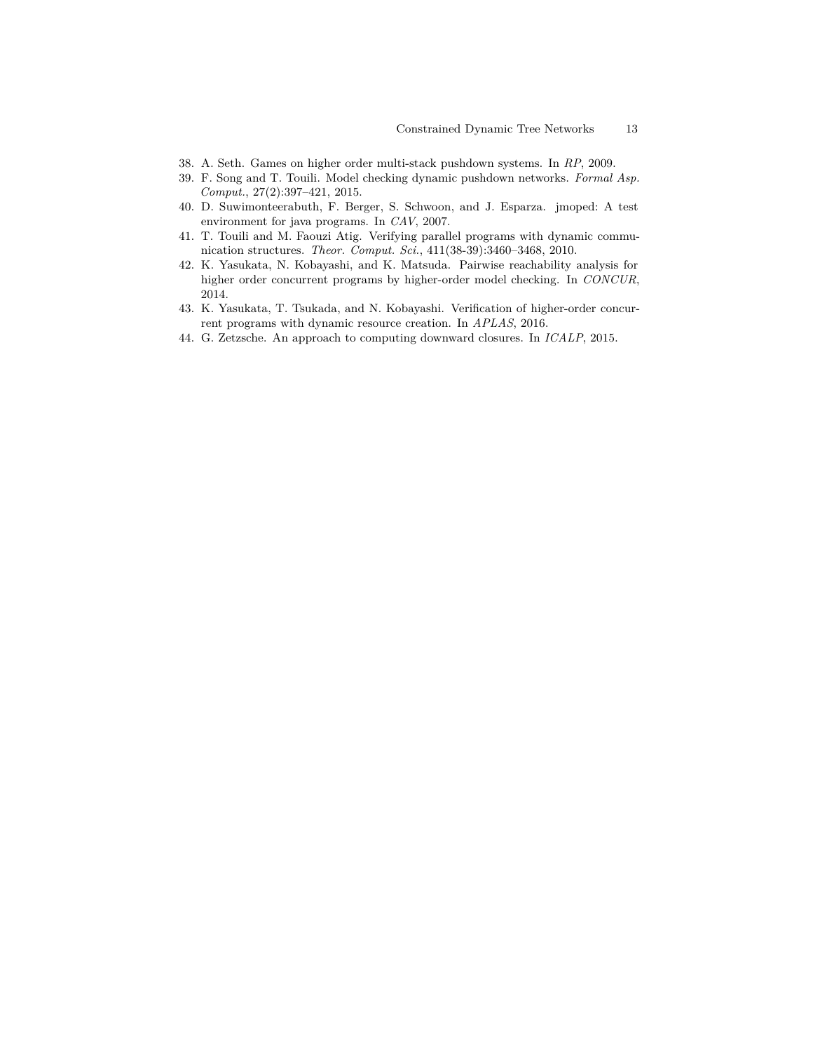38. A. Seth. Games on higher order multi-stack pushdown systems. In *RP*, 2009.
39. F. Song and T. Touili. Model checking dynamic pushdown networks. *Formal Asp. Comput.*, 27(2):397–421, 2015.
40. D. Suwimonteerabuth, F. Berger, S. Schwoon, and J. Esparza. jmoped: A test environment for java programs. In *CAV*, 2007.
41. T. Touili and M. Faouzi Atig. Verifying parallel programs with dynamic communication structures. *Theor. Comput. Sci.*, 411(38-39):3460–3468, 2010.
42. K. Yasukata, N. Kobayashi, and K. Matsuda. Pairwise reachability analysis for higher order concurrent programs by higher-order model checking. In *CONCUR*, 2014.
43. K. Yasukata, T. Tsukada, and N. Kobayashi. Verification of higher-order concurrent programs with dynamic resource creation. In *APLAS*, 2016.
44. G. Zetzsche. An approach to computing downward closures. In *ICALP*, 2015.